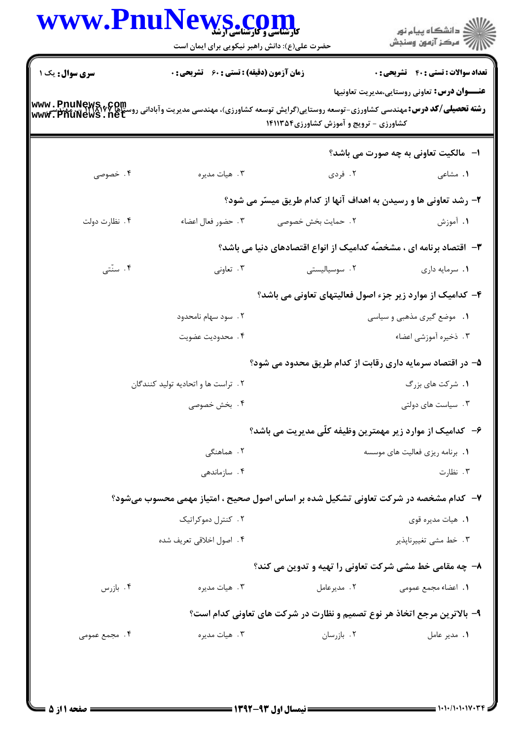**کارشناسی و کارشناسی ارشد**

حضرت علی(ع): دانش راهبر نیکویی برای ایمان است

**سری سوال:** یک ۱ | **زمان آزمون (دقیقه) : تستی : ۶۰ تشریحی : ۰** | **تعداد سوالات : تستی : ۴۰ تشریحی : ۰**

**عنـــوان درس:** تعاونی روستایی،مدیریت تعاونیها

**رشته تحصیلی/کد درس:** مهندسی کشاورزی-توسعه روستایی(گرایش توسعه کشاورزی)، مهندسی مدیریت وآبادانی روستاها ۱۱۱۸۱۷۷ - ، مهندسی کشاورزی - ترویج و آموزش کشاورزی۱۴۱۱۳۵۴

**۱- مالکیت تعاونی به چه صورت می باشد؟**

۱. مشاعی
۲. فردی
۳. هیات مدیره
۴. خصوصی

**۲- رشد تعاونی ها و رسیدن به اهداف آنها از کدام طریق میسّر می شود؟**

۱. آموزش
۲. حمایت بخش خصوصی
۳. حضور فعال اعضاء
۴. نظارت دولت

**۳- اقتصاد برنامه ای ، مشخصّه کدامیک از انواع اقتصادهای دنیا می باشد؟**

۱. سرمایه داری
۲. سوسیالیستی
۳. تعاونی
۴. سنّتی

**۴- کدامیک از موارد زیر جزء اصول فعالیتهای تعاونی می باشد؟**

۱. موضع گیری مذهبی و سیاسی
۲. سود سهام نامحدود
۳. ذخیره آموزشی اعضاء
۴. محدودیت عضویت

**۵- در اقتصاد سرمایه داری رقابت از کدام طریق محدود می شود؟**

۱. شرکت های بزرگ
۲. تراست ها و اتحادیه تولید کنندگان
۳. سیاست های دولتی
۴. بخش خصوصی

**۶- کدامیک از موارد زیر مهمترین وظیفه کلّی مدیریت می باشد؟**

۱. برنامه ریزی فعالیت های موسسه
۲. هماهنگی
۳. نظارت
۴. سازماندهی

**۷- کدام مشخصه در شرکت تعاونی تشکیل شده بر اساس اصول صحیح ، امتیاز مهمی محسوب میشود؟**

۱. هیات مدیره قوی
۲. کنترل دموکراتیک
۳. خط مشی تغییرناپذیر
۴. اصول اخلاقی تعریف شده

**۸- چه مقامی خط مشی شرکت تعاونی را تهیه و تدوین می کند؟**

۱. اعضاء مجمع عمومی
۲. مدیرعامل
۳. هیات مدیره
۴. بازرس

**۹- بالاترین مرجع اتخاذ هر نوع تصمیم و نظارت در شرکت های تعاونی کدام است؟**

۱. مدیر عامل
۲. بازرسان
۳. هیات مدیره
۴. مجمع عمومی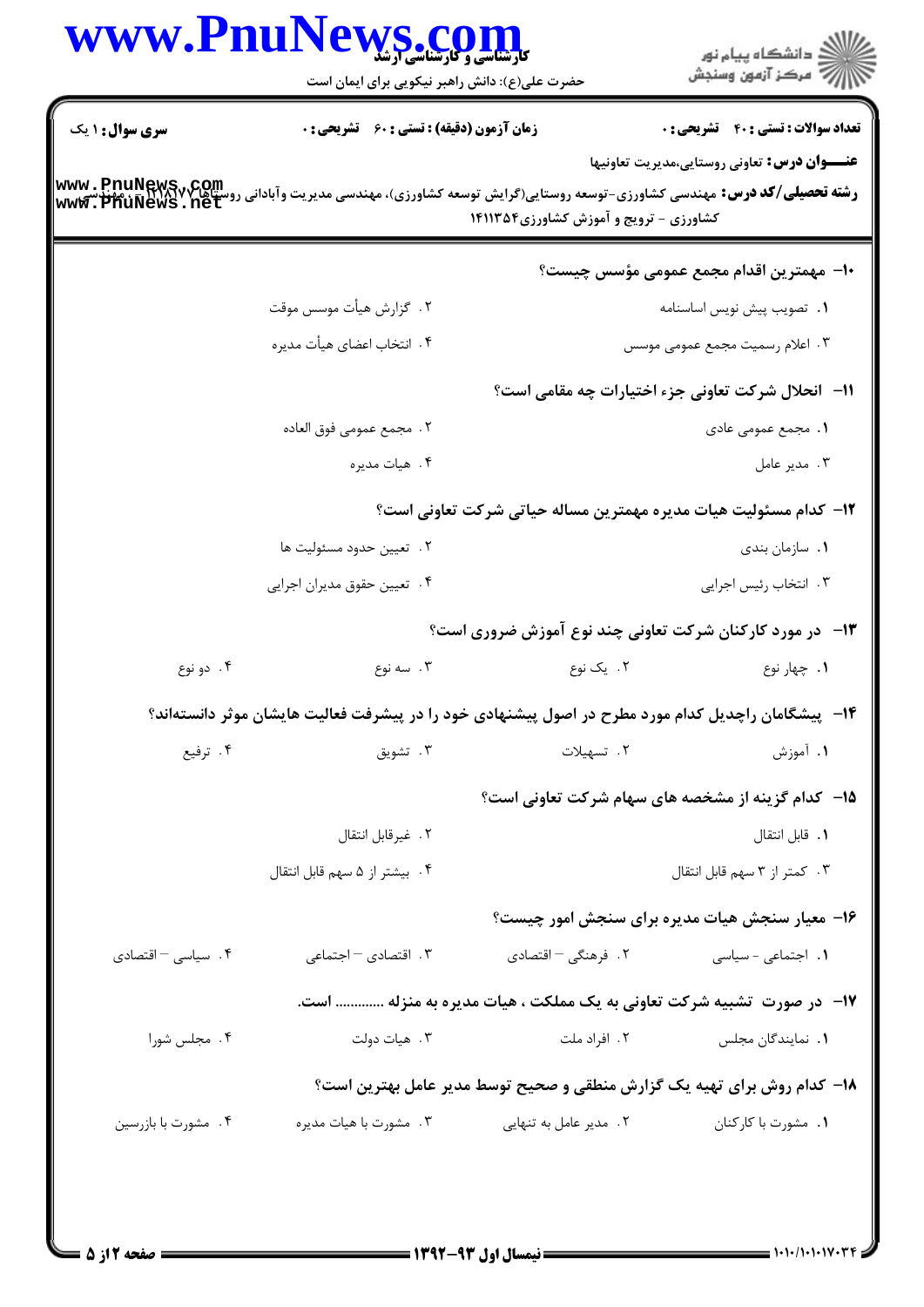**سری سوال:** ۱ یک

**زمان آزمون (دقیقه) : تستی :** ۶۰ **تشریحی :** ۰

**تعداد سوالات : تستی :** ۴۰ **تشریحی :** ۰

**عنـــوان درس:** تعاونی روستایی،مدیریت تعاونیها

**رشته تحصیلی/کد درس:** مهندسی کشاورزی-توسعه روستایی(گرایش توسعه کشاورزی)، مهندسی مدیریت وآبادانی روستاها ۱۱۲۸۷۷ - ، مهندسی کشاورزی - ترویج و آموزش کشاورزی۱۴۱۱۳۵۴

۱۰- مهمترین اقدام مجمع عمومی مؤسس چیست؟

۱. تصویب پیش نویس اساسنامه
۲. گزارش هیأت موسس موقت
۳. اعلام رسمیت مجمع عمومی موسس
۴. انتخاب اعضای هیأت مدیره

۱۱- انحلال شرکت تعاونی جزء اختیارات چه مقامی است؟

۱. مجمع عمومی عادی
۲. مجمع عمومی فوق العاده
۳. مدیر عامل
۴. هیات مدیره

۱۲- کدام مسئولیت هیات مدیره مهمترین مساله حیاتی شرکت تعاونی است؟

۱. سازمان بندی
۲. تعیین حدود مسئولیت ها
۳. انتخاب رئیس اجرایی
۴. تعیین حقوق مدیران اجرایی

۱۳- در مورد کارکنان شرکت تعاونی چند نوع آموزش ضروری است؟

۱. چهار نوع
۲. یک نوع
۳. سه نوع
۴. دو نوع

۱۴- پیشگامان راچدیل کدام مورد مطرح در اصول پیشنهادی خود را در پیشرفت فعالیت هایشان موثر دانسته‌اند؟

۱. آموزش
۲. تسهیلات
۳. تشویق
۴. ترفیع

۱۵- کدام گزینه از مشخصه های سهام شرکت تعاونی است؟

۱. قابل انتقال
۲. غیرقابل انتقال
۳. کمتر از ۳ سهم قابل انتقال
۴. بیشتر از ۵ سهم قابل انتقال

۱۶- معیار سنجش هیات مدیره برای سنجش امور چیست؟

۱. اجتماعی - سیاسی
۲. فرهنگی – اقتصادی
۳. اقتصادی – اجتماعی
۴. سیاسی – اقتصادی

۱۷- در صورت تشبیه شرکت تعاونی به یک مملکت ، هیات مدیره به منزله ............ است.

۱. نمایندگان مجلس
۲. افراد ملت
۳. هیات دولت
۴. مجلس شورا

۱۸- کدام روش برای تهیه یک گزارش منطقی و صحیح توسط مدیر عامل بهترین است؟

۱. مشورت با کارکنان
۲. مدیر عامل به تنهایی
۳. مشورت با هیات مدیره
۴. مشورت با بازرسین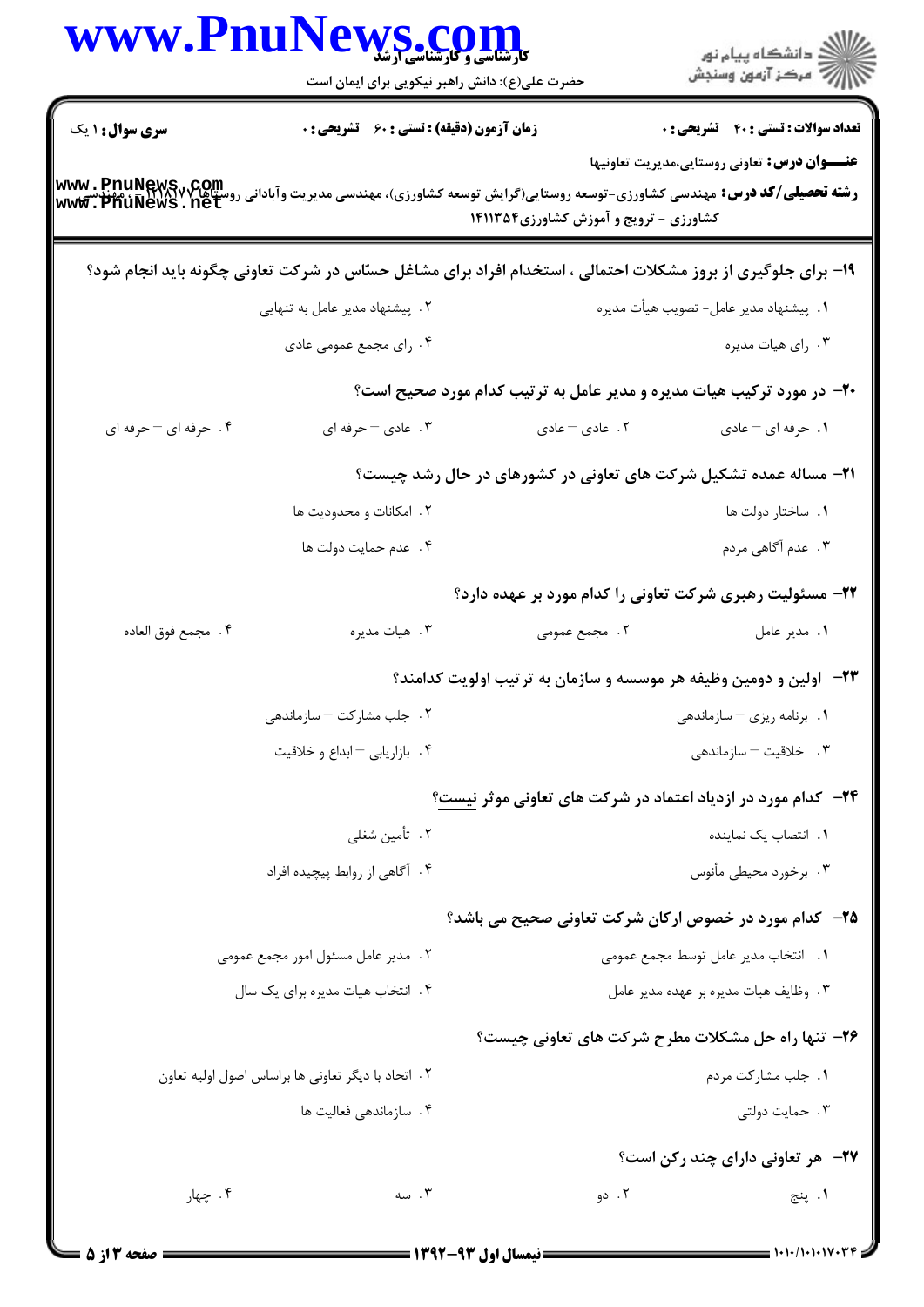**سری سوال:** ۱ یک | **زمان آزمون (دقیقه) : تستی :** ۶۰ **تشریحی :** ۰ | **تعداد سوالات : تستی :** ۴۰ **تشریحی :** ۰

**عنـــوان درس:** تعاونی روستایی،مدیریت تعاونیها

**رشته تحصیلی/کد درس:** مهندسی کشاورزی-توسعه روستایی(گرایش توسعه کشاورزی)، مهندسی مدیریت وآبادانی روستاها ۱۱۲۱۸۷۷ - ، مهندسی کشاورزی - ترویج و آموزش کشاورزی۱۴۱۱۳۵۴

۱۹- برای جلوگیری از بروز مشکلات احتمالی ، استخدام افراد برای مشاغل حسّاس در شرکت تعاونی چگونه باید انجام شود؟

۱. پیشنهاد مدیر عامل- تصویب هیأت مدیره
۲. پیشنهاد مدیر عامل به تنهایی
۳. رای هیات مدیره
۴. رای مجمع عمومی عادی

۲۰- در مورد ترکیب هیات مدیره و مدیر عامل به ترتیب کدام مورد صحیح است؟

۱. حرفه ای – عادی
۲. عادی – عادی
۳. عادی – حرفه ای
۴. حرفه ای – حرفه ای

۲۱- مساله عمده تشکیل شرکت های تعاونی در کشورهای در حال رشد چیست؟

۱. ساختار دولت ها
۲. امکانات و محدودیت ها
۳. عدم آگاهی مردم
۴. عدم حمایت دولت ها

۲۲- مسئولیت رهبری شرکت تعاونی را کدام مورد بر عهده دارد؟

۱. مدیر عامل
۲. مجمع عمومی
۳. هیات مدیره
۴. مجمع فوق العاده

۲۳- اولین و دومین وظیفه هر موسسه و سازمان به ترتیب اولویت کدامند؟

۱. برنامه ریزی – سازماندهی
۲. جلب مشارکت – سازماندهی
۳. خلاقیت – سازماندهی
۴. بازاریابی – ابداع و خلاقیت

۲۴- کدام مورد در ازدیاد اعتماد در شرکت های تعاونی موثر نیست؟

۱. انتصاب یک نماینده
۲. تأمین شغلی
۳. برخورد محیطی مأنوس
۴. آگاهی از روابط پیچیده افراد

۲۵- کدام مورد در خصوص ارکان شرکت تعاونی صحیح می باشد؟

۱. انتخاب مدیر عامل توسط مجمع عمومی
۲. مدیر عامل مسئول امور مجمع عمومی
۳. وظایف هیات مدیره بر عهده مدیر عامل
۴. انتخاب هیات مدیره برای یک سال

۲۶- تنها راه حل مشکلات مطرح شرکت های تعاونی چیست؟

۱. جلب مشارکت مردم
۲. اتحاد با دیگر تعاونی ها براساس اصول اولیه تعاون
۳. حمایت دولتی
۴. سازماندهی فعالیت ها

۲۷- هر تعاونی دارای چند رکن است؟

۱. پنج
۲. دو
۳. سه
۴. چهار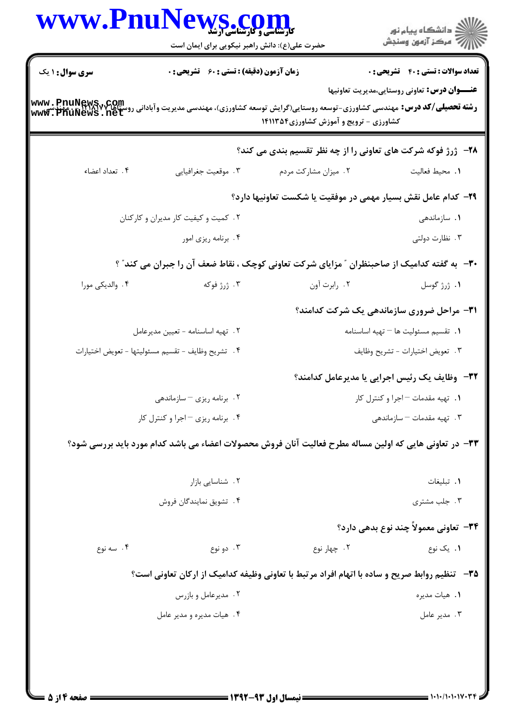**سری سوال:** ۱ یک　　**زمان آزمون (دقیقه) : تستی :** ۶۰ **تشریحی :** ۰　　**تعداد سوالات : تستی :** ۴۰ **تشریحی :** ۰

**عنـــوان درس:** تعاونی روستایی،مدیریت تعاونیها

**رشته تحصیلی/کد درس:** مهندسی کشاورزی-توسعه روستایی(گرایش توسعه کشاورزی)، مهندسی مدیریت وآبادانی روستاها۱۲۱۸۱۷۷ - ، مهندسی کشاورزی - ترویج و آموزش کشاورزی۱۴۱۱۳۵۴

۲۸- ژرژ فوکه شرکت های تعاونی را از چه نظر تقسیم بندی می کند؟

۱. محیط فعالیت　　۲. میزان مشارکت مردم　　۳. موقعیت جغرافیایی　　۴. تعداد اعضاء

۲۹- کدام عامل نقش بسیار مهمی در موفقیت یا شکست تعاونیها دارد؟

۱. سازماندهی　　۲. کمیت و کیفیت کار مدیران و کارکنان

۳. نظارت دولتی　　۴. برنامه ریزی امور

۳۰- به گفته کدامیک از صاحبنظران " مزایای شرکت تعاونی کوچک ، نقاط ضعف آن را جبران می کند" ؟

۱. ژرژ گوسل　　۲. رابرت آون　　۳. ژرژ فوکه　　۴. والدیکی مورا

۳۱- مراحل ضروری سازماندهی یک شرکت کدامند؟

۱. تقسیم مسئولیت ها – تهیه اساسنامه　　۲. تهیه اساسنامه - تعیین مدیرعامل

۳. تعویض اختیارات - تشریح وظایف　　۴. تشریح وظایف - تقسیم مسئولیتها - تعویض اختیارات

۳۲- وظایف یک رئیس اجرایی یا مدیرعامل کدامند؟

۱. تهیه مقدمات – اجرا و کنترل کار　　۲. برنامه ریزی – سازماندهی

۳. تهیه مقدمات – سازماندهی　　۴. برنامه ریزی – اجرا و کنترل کار

۳۳- در تعاونی هایی که اولین مساله مطرح فعالیت آنان فروش محصولات اعضاء می باشد کدام مورد باید بررسی شود؟

۱. تبلیغات　　۲. شناسایی بازار

۳. جلب مشتری　　۴. تشویق نمایندگان فروش

۳۴- تعاونی معمولاً چند نوع بدهی دارد؟

۱. یک نوع　　۲. چهار نوع　　۳. دو نوع　　۴. سه نوع

۳۵- تنظیم روابط صریح و ساده با اتهام افراد مرتبط با تعاونی وظیفه کدامیک از ارکان تعاونی است؟

۱. هیات مدیره　　۲. مدیرعامل و بازرس

۳. مدیر عامل　　۴. هیات مدیره و مدیر عامل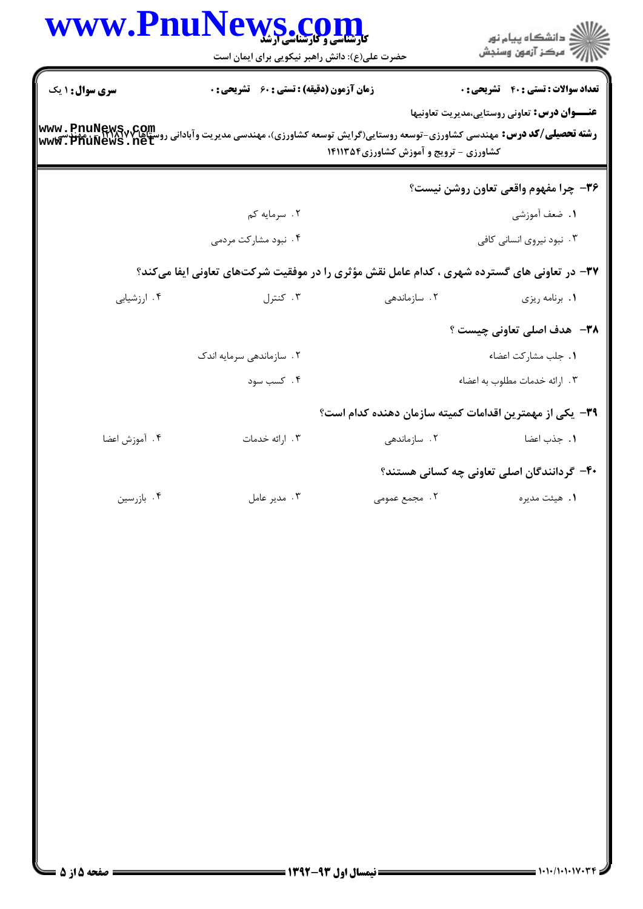**سری سوال:** ۱ یک

**زمان آزمون (دقیقه) : تستی : ۶۰ تشریحی : ۰**

**تعداد سوالات : تستی : ۴۰ تشریحی : ۰**

**عنـــوان درس:** تعاونی روستایی،مدیریت تعاونیها

**رشته تحصیلی/کد درس:** مهندسی کشاورزی-توسعه روستایی(گرایش توسعه کشاورزی)، مهندسی مدیریت وآبادانی روستاها ۱۱۲۸۱۷۷ - ، مهندسی کشاورزی - ترویج و آموزش کشاورزی۱۴۱۱۳۵۴

**۳۶- چرا مفهوم واقعی تعاون روشن نیست؟**

۱. ضعف آموزشی

۲. سرمایه کم

۳. نبود نیروی انسانی کافی

۴. نبود مشارکت مردمی

**۳۷- در تعاونی های گسترده شهری ، کدام عامل نقش مؤثری را در موفقیت شرکت‌های تعاونی ایفا می‌کند؟**

۱. برنامه ریزی

۲. سازماندهی

۳. کنترل

۴. ارزشیابی

**۳۸- هدف اصلی تعاونی چیست ؟**

۱. جلب مشارکت اعضاء

۲. سازماندهی سرمایه اندک

۳. ارائه خدمات مطلوب به اعضاء

۴. کسب سود

**۳۹- یکی از مهمترین اقدامات کمیته سازمان دهنده کدام است؟**

۱. جذب اعضا

۲. سازماندهی

۳. ارائه خدمات

۴. آموزش اعضا

**۴۰- گردانندگان اصلی تعاونی چه کسانی هستند؟**

۱. هیئت مدیره

۲. مجمع عمومی

۳. مدیر عامل

۴. بازرسین